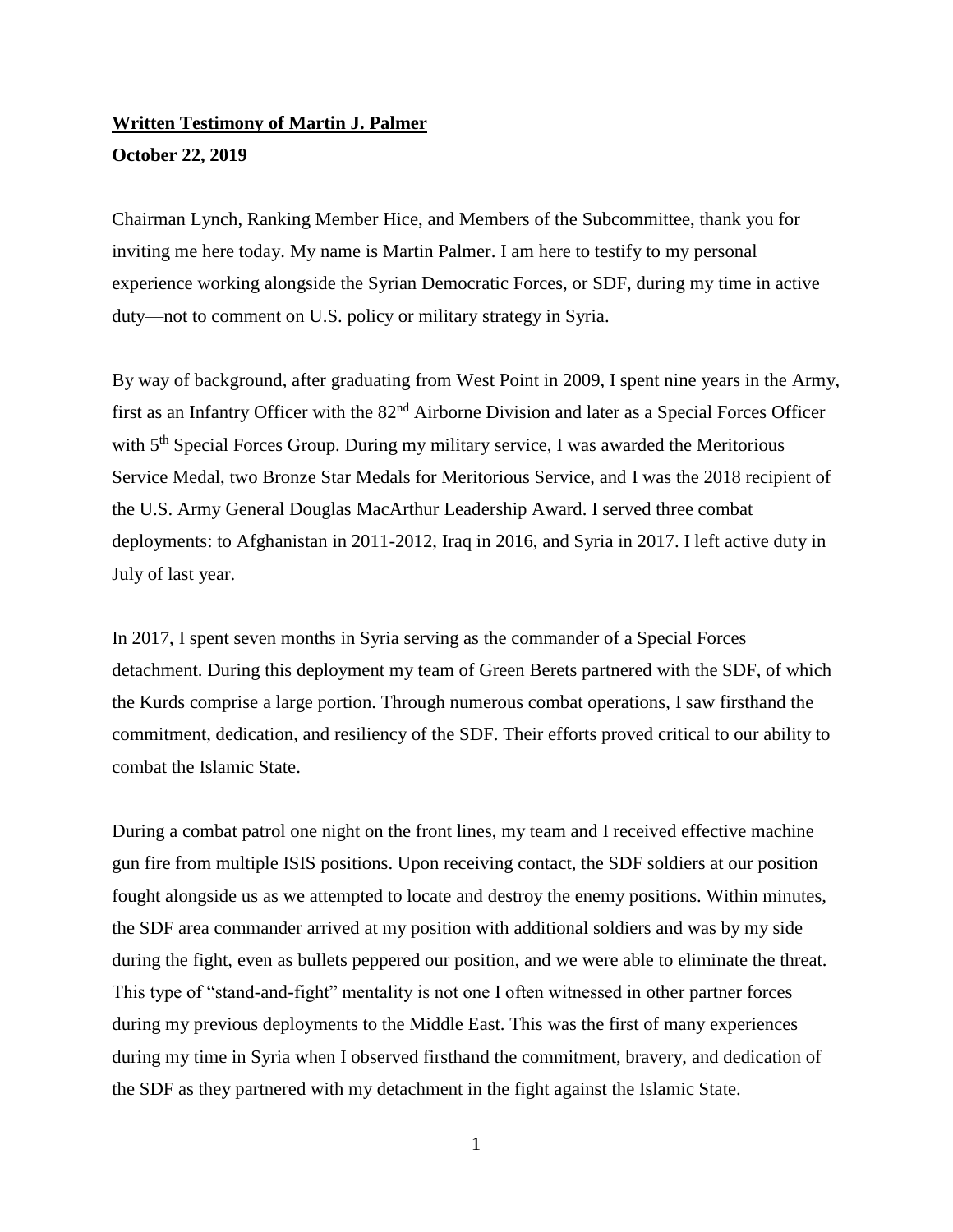**Written Testimony of Martin J. Palmer**

**October 22, 2019**

Chairman Lynch, Ranking Member Hice, and Members of the Subcommittee, thank you for inviting me here today. My name is Martin Palmer. I am here to testify to my personal experience working alongside the Syrian Democratic Forces, or SDF, during my time in active duty—not to comment on U.S. policy or military strategy in Syria.

By way of background, after graduating from West Point in 2009, I spent nine years in the Army, first as an Infantry Officer with the 82nd Airborne Division and later as a Special Forces Officer with 5th Special Forces Group. During my military service, I was awarded the Meritorious Service Medal, two Bronze Star Medals for Meritorious Service, and I was the 2018 recipient of the U.S. Army General Douglas MacArthur Leadership Award. I served three combat deployments: to Afghanistan in 2011-2012, Iraq in 2016, and Syria in 2017. I left active duty in July of last year.

In 2017, I spent seven months in Syria serving as the commander of a Special Forces detachment. During this deployment my team of Green Berets partnered with the SDF, of which the Kurds comprise a large portion. Through numerous combat operations, I saw firsthand the commitment, dedication, and resiliency of the SDF. Their efforts proved critical to our ability to combat the Islamic State.

During a combat patrol one night on the front lines, my team and I received effective machine gun fire from multiple ISIS positions. Upon receiving contact, the SDF soldiers at our position fought alongside us as we attempted to locate and destroy the enemy positions. Within minutes, the SDF area commander arrived at my position with additional soldiers and was by my side during the fight, even as bullets peppered our position, and we were able to eliminate the threat. This type of "stand-and-fight" mentality is not one I often witnessed in other partner forces during my previous deployments to the Middle East. This was the first of many experiences during my time in Syria when I observed firsthand the commitment, bravery, and dedication of the SDF as they partnered with my detachment in the fight against the Islamic State.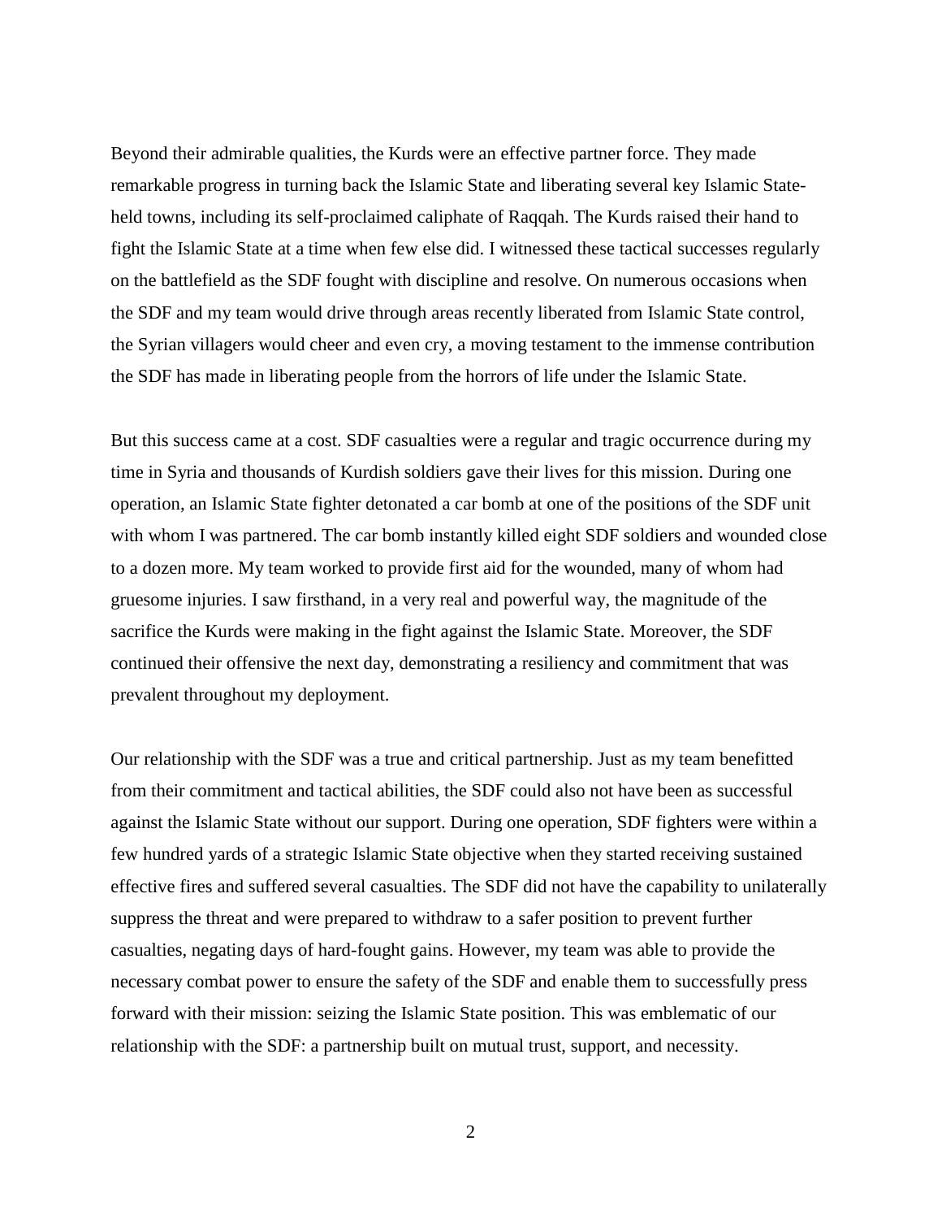Beyond their admirable qualities, the Kurds were an effective partner force. They made remarkable progress in turning back the Islamic State and liberating several key Islamic State-held towns, including its self-proclaimed caliphate of Raqqah. The Kurds raised their hand to fight the Islamic State at a time when few else did. I witnessed these tactical successes regularly on the battlefield as the SDF fought with discipline and resolve. On numerous occasions when the SDF and my team would drive through areas recently liberated from Islamic State control, the Syrian villagers would cheer and even cry, a moving testament to the immense contribution the SDF has made in liberating people from the horrors of life under the Islamic State.

But this success came at a cost. SDF casualties were a regular and tragic occurrence during my time in Syria and thousands of Kurdish soldiers gave their lives for this mission. During one operation, an Islamic State fighter detonated a car bomb at one of the positions of the SDF unit with whom I was partnered. The car bomb instantly killed eight SDF soldiers and wounded close to a dozen more. My team worked to provide first aid for the wounded, many of whom had gruesome injuries. I saw firsthand, in a very real and powerful way, the magnitude of the sacrifice the Kurds were making in the fight against the Islamic State. Moreover, the SDF continued their offensive the next day, demonstrating a resiliency and commitment that was prevalent throughout my deployment.

Our relationship with the SDF was a true and critical partnership. Just as my team benefitted from their commitment and tactical abilities, the SDF could also not have been as successful against the Islamic State without our support. During one operation, SDF fighters were within a few hundred yards of a strategic Islamic State objective when they started receiving sustained effective fires and suffered several casualties. The SDF did not have the capability to unilaterally suppress the threat and were prepared to withdraw to a safer position to prevent further casualties, negating days of hard-fought gains. However, my team was able to provide the necessary combat power to ensure the safety of the SDF and enable them to successfully press forward with their mission: seizing the Islamic State position. This was emblematic of our relationship with the SDF: a partnership built on mutual trust, support, and necessity.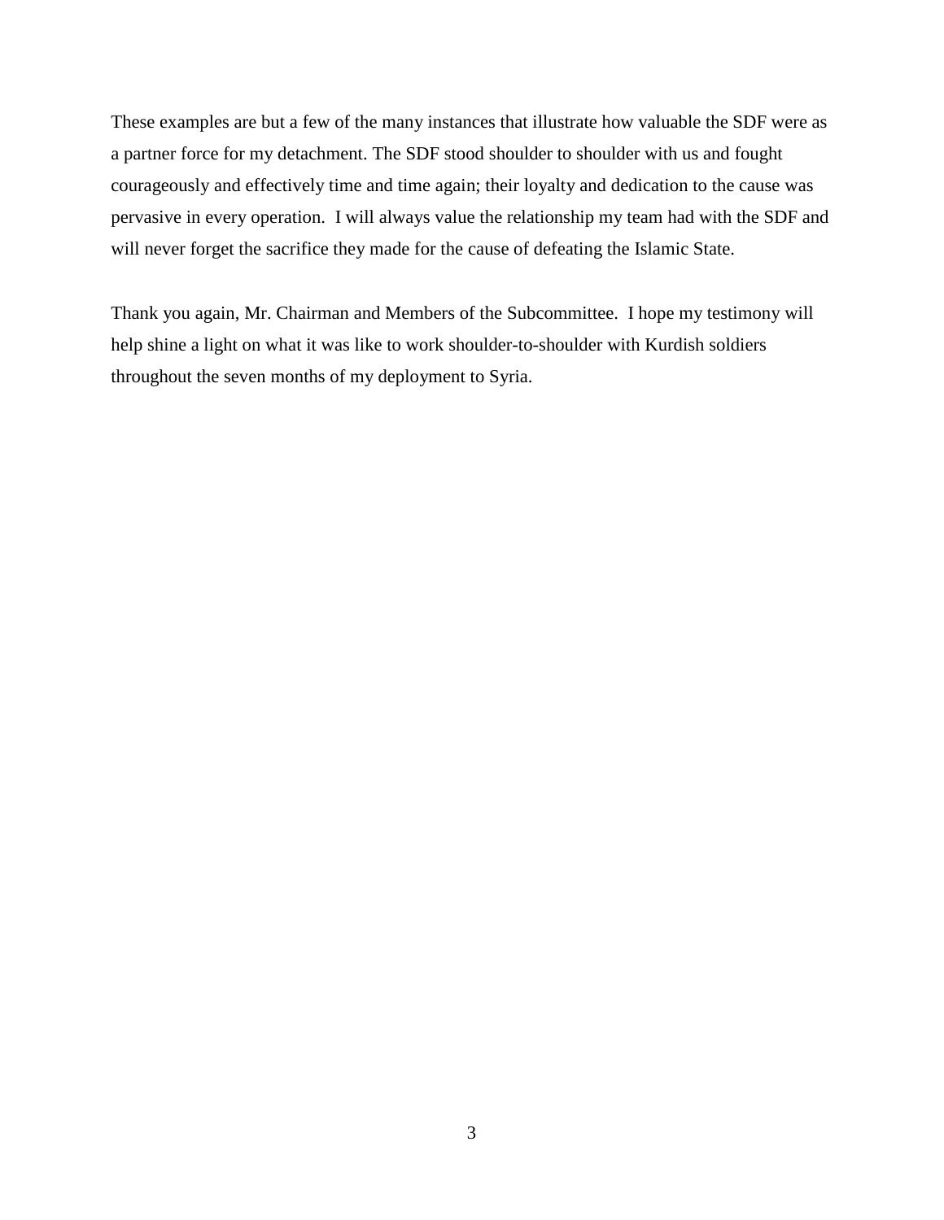These examples are but a few of the many instances that illustrate how valuable the SDF were as a partner force for my detachment. The SDF stood shoulder to shoulder with us and fought courageously and effectively time and time again; their loyalty and dedication to the cause was pervasive in every operation. I will always value the relationship my team had with the SDF and will never forget the sacrifice they made for the cause of defeating the Islamic State.

Thank you again, Mr. Chairman and Members of the Subcommittee. I hope my testimony will help shine a light on what it was like to work shoulder-to-shoulder with Kurdish soldiers throughout the seven months of my deployment to Syria.